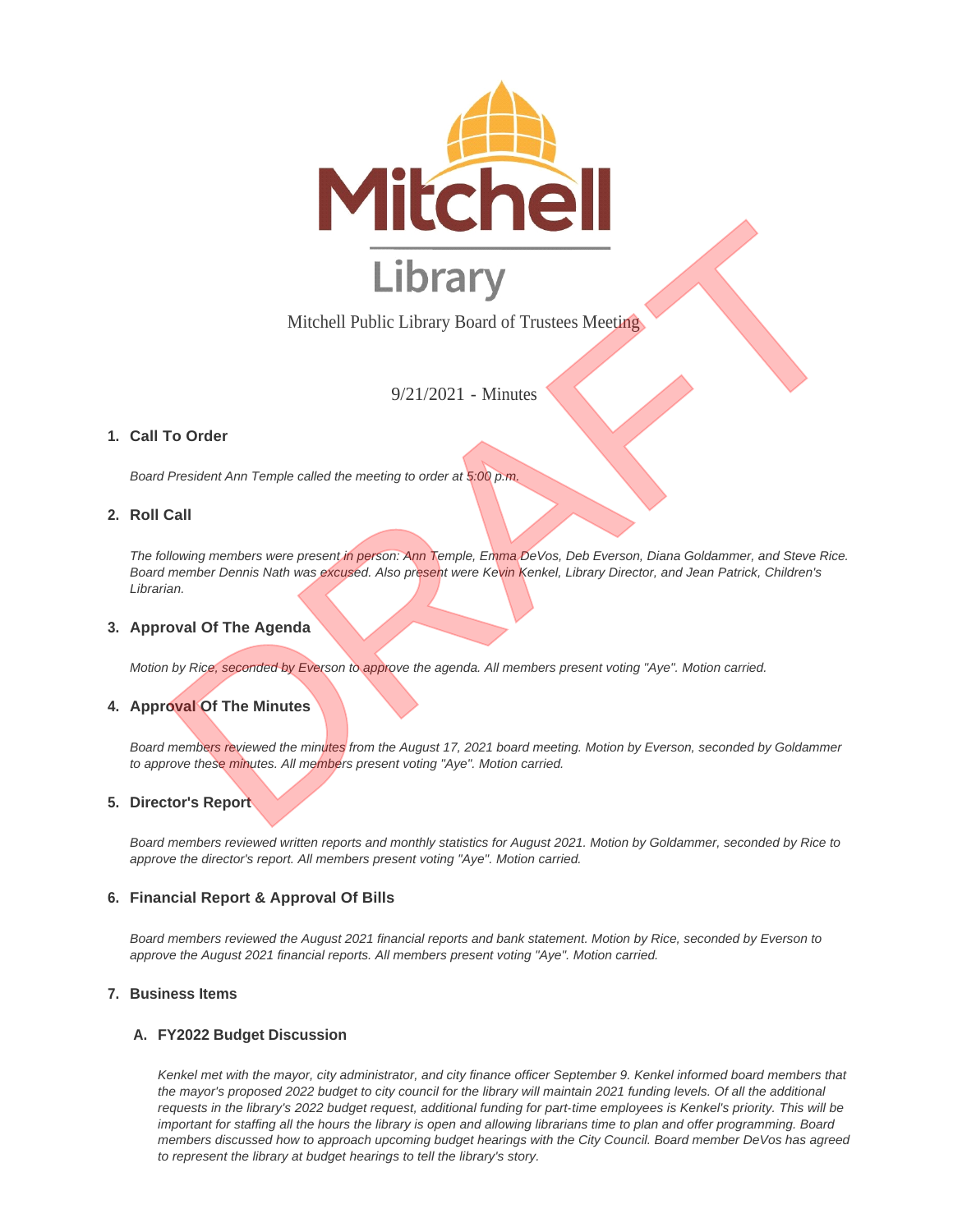Mitchell Library

Mitchell Public Library Board of Trustees Meeting

9/21/2021 - Minutes

## 1. Call To Order

*Board President Ann Temple called the meeting to order at 5:00 p.m.*

## 2. Roll Call

*The following members were present in person: Ann Temple, Emma DeVos, Deb Everson, Diana Goldammer, and Steve Rice. Board member Dennis Nath was excused. Also present were Kevin Kenkel, Library Director, and Jean Patrick, Children's Librarian.*

## 3. Approval Of The Agenda

*Motion by Rice, seconded by Everson to approve the agenda. All members present voting "Aye". Motion carried.*

## 4. Approval Of The Minutes

*Board members reviewed the minutes from the August 17, 2021 board meeting. Motion by Everson, seconded by Goldammer to approve these minutes. All members present voting "Aye". Motion carried.*

## 5. Director's Report

*Board members reviewed written reports and monthly statistics for August 2021. Motion by Goldammer, seconded by Rice to approve the director's report. All members present voting "Aye". Motion carried.*

## 6. Financial Report & Approval Of Bills

*Board members reviewed the August 2021 financial reports and bank statement. Motion by Rice, seconded by Everson to approve the August 2021 financial reports. All members present voting "Aye". Motion carried.*

## 7. Business Items

### A. FY2022 Budget Discussion

*Kenkel met with the mayor, city administrator, and city finance officer September 9. Kenkel informed board members that the mayor's proposed 2022 budget to city council for the library will maintain 2021 funding levels. Of all the additional requests in the library's 2022 budget request, additional funding for part-time employees is Kenkel's priority. This will be important for staffing all the hours the library is open and allowing librarians time to plan and offer programming. Board members discussed how to approach upcoming budget hearings with the City Council. Board member DeVos has agreed to represent the library at budget hearings to tell the library's story.*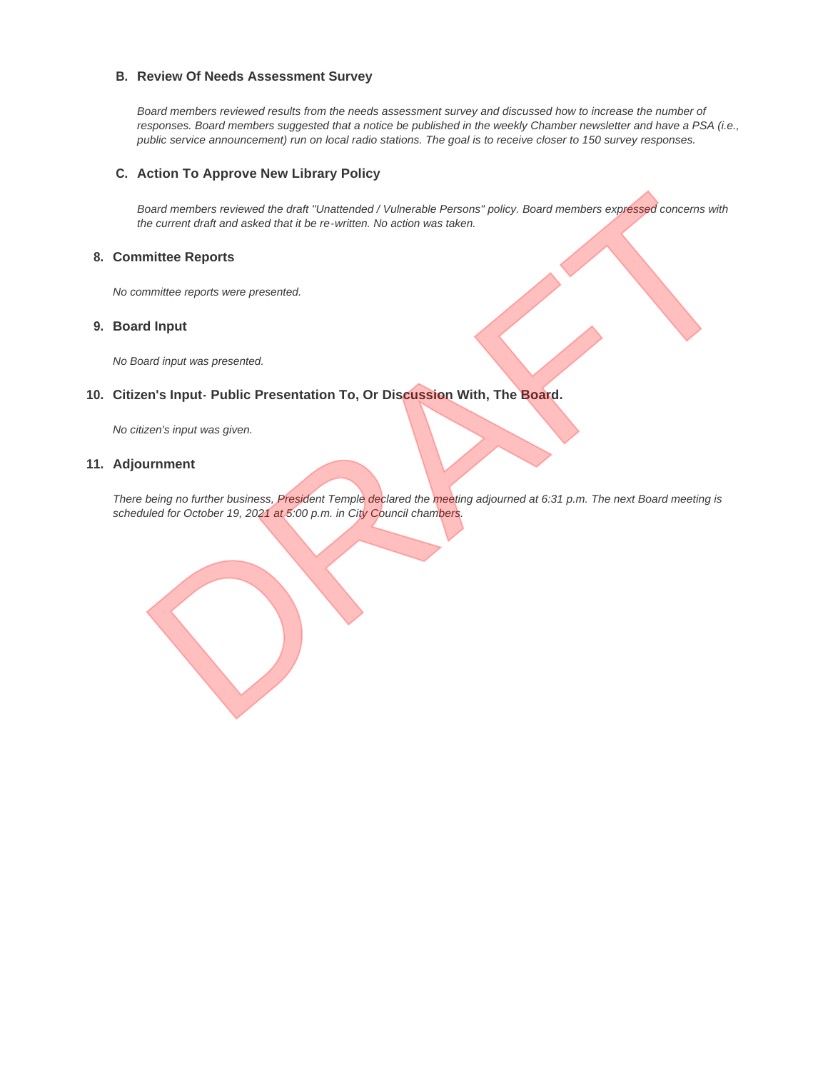**B. Review Of Needs Assessment Survey**

*Board members reviewed results from the needs assessment survey and discussed how to increase the number of responses. Board members suggested that a notice be published in the weekly Chamber newsletter and have a PSA (i.e., public service announcement) run on local radio stations. The goal is to receive closer to 150 survey responses.*

**C. Action To Approve New Library Policy**

*Board members reviewed the draft "Unattended / Vulnerable Persons" policy. Board members expressed concerns with the current draft and asked that it be re-written. No action was taken.*

**8. Committee Reports**

*No committee reports were presented.*

**9. Board Input**

*No Board input was presented.*

**10. Citizen's Input- Public Presentation To, Or Discussion With, The Board.**

*No citizen's input was given.*

**11. Adjournment**

*There being no further business, President Temple declared the meeting adjourned at 6:31 p.m. The next Board meeting is scheduled for October 19, 2021 at 5:00 p.m. in City Council chambers.*

DRAFT